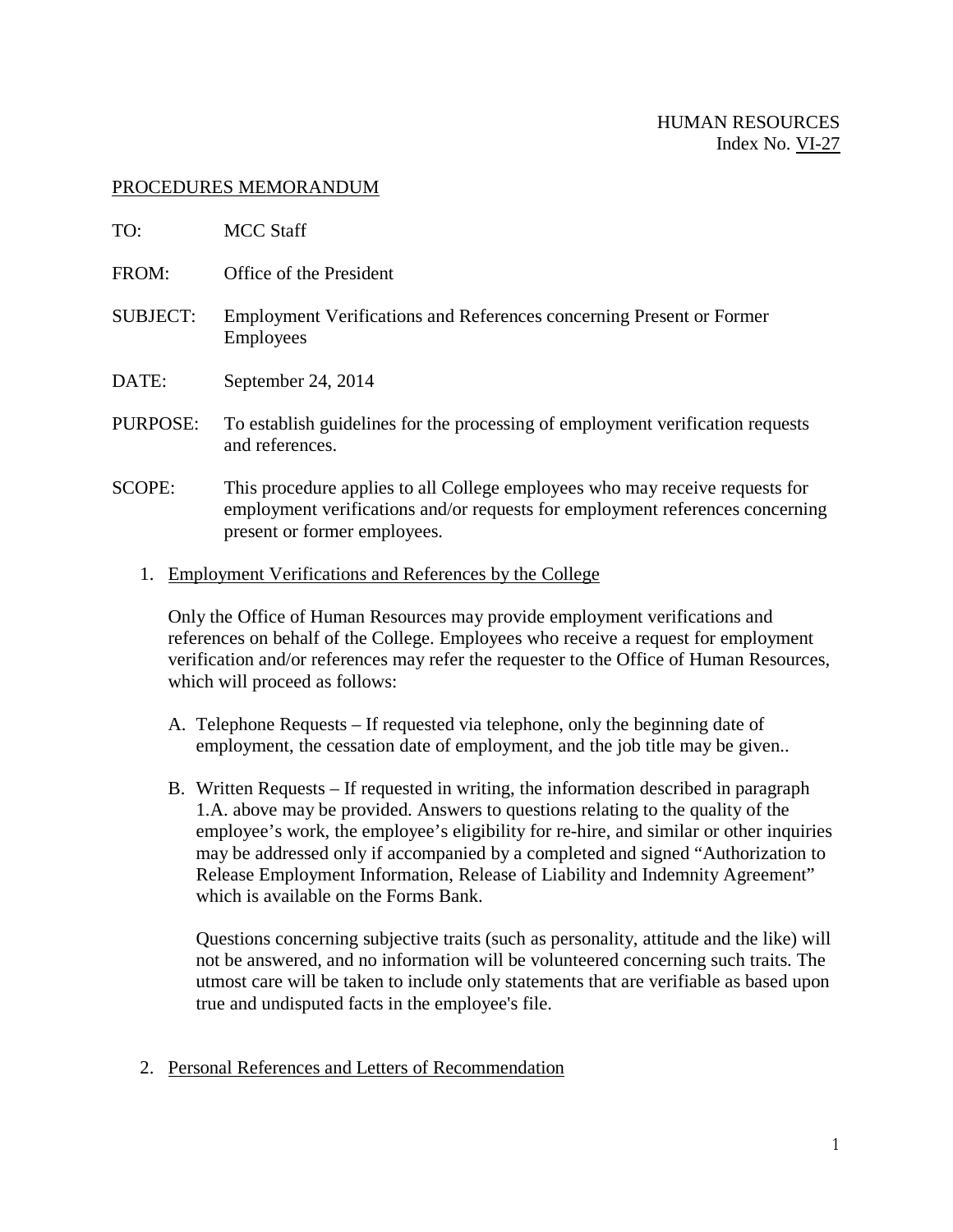HUMAN RESOURCES
Index No. VI-27

PROCEDURES MEMORANDUM

TO: MCC Staff

FROM: Office of the President

SUBJECT: Employment Verifications and References concerning Present or Former Employees

DATE: September 24, 2014

PURPOSE: To establish guidelines for the processing of employment verification requests and references.

SCOPE: This procedure applies to all College employees who may receive requests for employment verifications and/or requests for employment references concerning present or former employees.

1. Employment Verifications and References by the College

   Only the Office of Human Resources may provide employment verifications and references on behalf of the College. Employees who receive a request for employment verification and/or references may refer the requester to the Office of Human Resources, which will proceed as follows:

   A. Telephone Requests – If requested via telephone, only the beginning date of employment, the cessation date of employment, and the job title may be given..

   B. Written Requests – If requested in writing, the information described in paragraph 1.A. above may be provided. Answers to questions relating to the quality of the employee's work, the employee's eligibility for re-hire, and similar or other inquiries may be addressed only if accompanied by a completed and signed "Authorization to Release Employment Information, Release of Liability and Indemnity Agreement" which is available on the Forms Bank.

      Questions concerning subjective traits (such as personality, attitude and the like) will not be answered, and no information will be volunteered concerning such traits. The utmost care will be taken to include only statements that are verifiable as based upon true and undisputed facts in the employee's file.

2. Personal References and Letters of Recommendation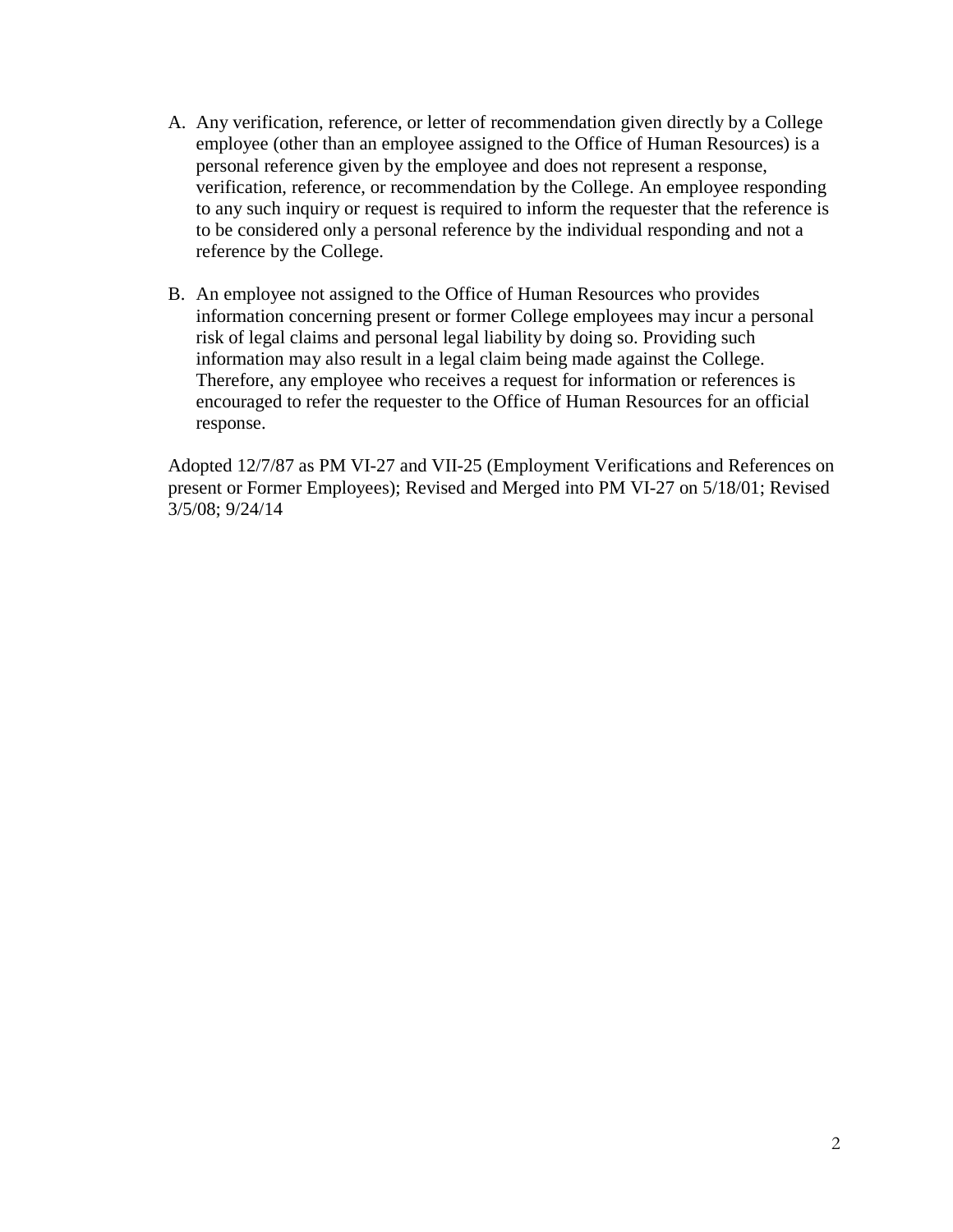A. Any verification, reference, or letter of recommendation given directly by a College employee (other than an employee assigned to the Office of Human Resources) is a personal reference given by the employee and does not represent a response, verification, reference, or recommendation by the College. An employee responding to any such inquiry or request is required to inform the requester that the reference is to be considered only a personal reference by the individual responding and not a reference by the College.

B. An employee not assigned to the Office of Human Resources who provides information concerning present or former College employees may incur a personal risk of legal claims and personal legal liability by doing so. Providing such information may also result in a legal claim being made against the College. Therefore, any employee who receives a request for information or references is encouraged to refer the requester to the Office of Human Resources for an official response.

Adopted 12/7/87 as PM VI-27 and VII-25 (Employment Verifications and References on present or Former Employees); Revised and Merged into PM VI-27 on 5/18/01; Revised 3/5/08; 9/24/14